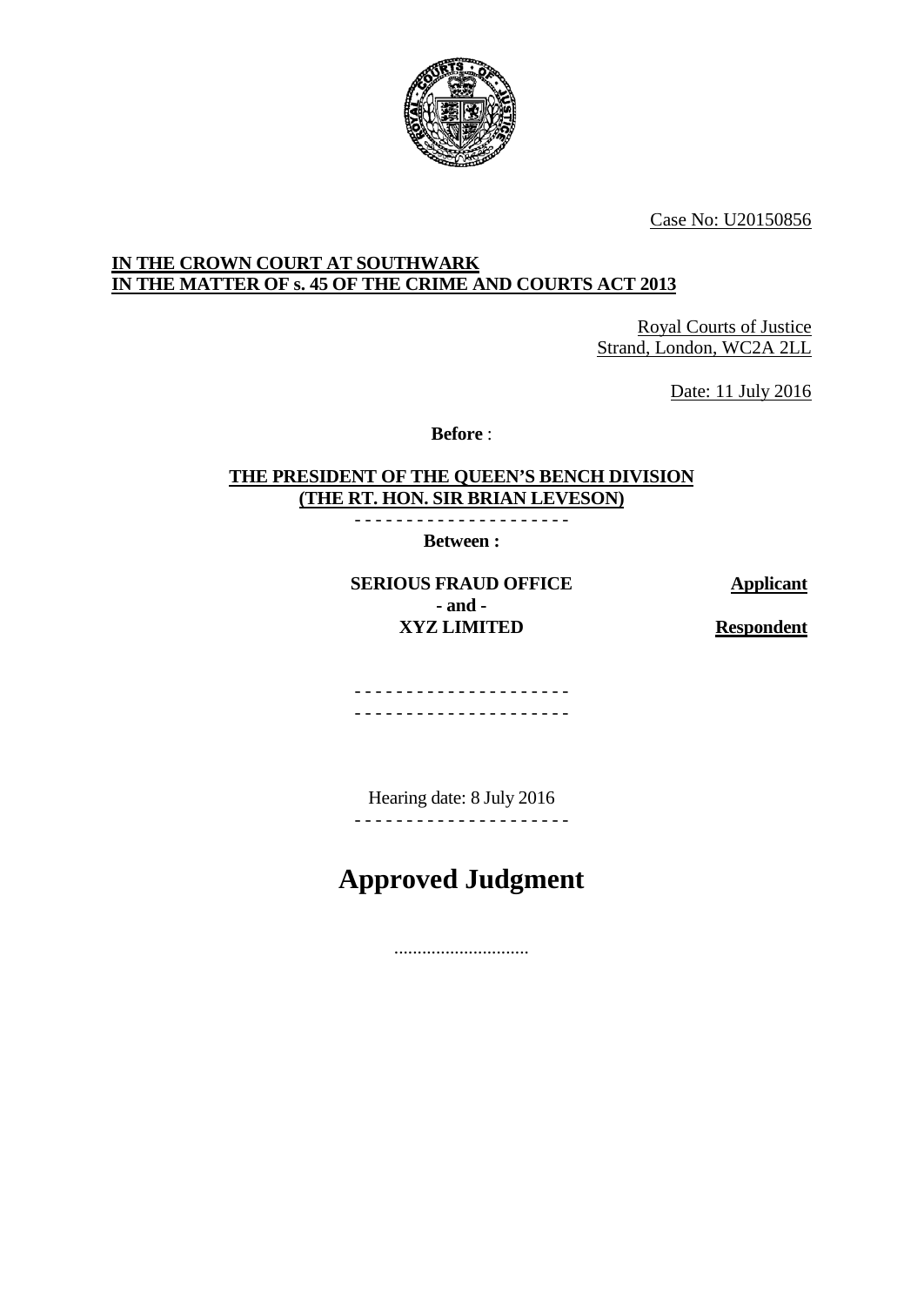Case No: U20150856

**IN THE CROWN COURT AT SOUTHWARK**
**IN THE MATTER OF s. 45 OF THE CRIME AND COURTS ACT 2013**

Royal Courts of Justice
Strand, London, WC2A 2LL

Date: 11 July 2016

**Before** :

**THE PRESIDENT OF THE QUEEN'S BENCH DIVISION**
**(THE RT. HON. SIR BRIAN LEVESON)**

- - - - - - - - - - - - - - - - - - - - -

**Between :**

| | |
|---|---|
| **SERIOUS FRAUD OFFICE** | **Applicant** |
| **- and -** | |
| **XYZ LIMITED** | **Respondent** |

- - - - - - - - - - - - - - - - - - - - -

- - - - - - - - - - - - - - - - - - - - -

Hearing date: 8 July 2016

- - - - - - - - - - - - - - - - - - - - -

# Approved Judgment

.............................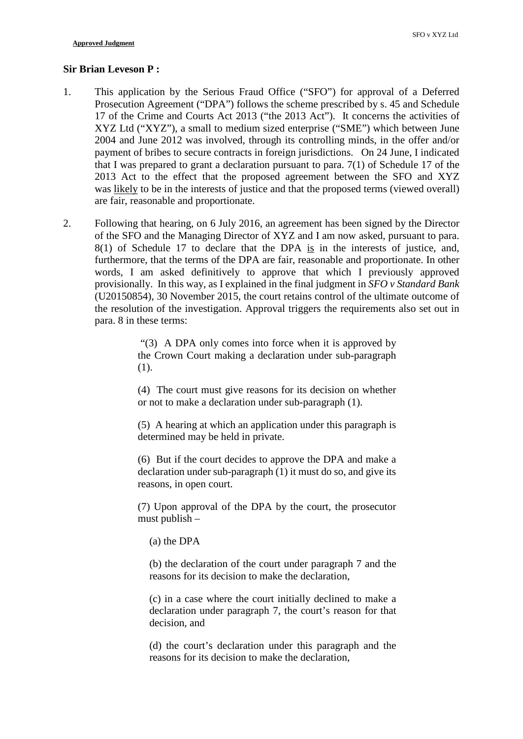**Sir Brian Leveson P :**

1. This application by the Serious Fraud Office ("SFO") for approval of a Deferred Prosecution Agreement ("DPA") follows the scheme prescribed by s. 45 and Schedule 17 of the Crime and Courts Act 2013 ("the 2013 Act"). It concerns the activities of XYZ Ltd ("XYZ"), a small to medium sized enterprise ("SME") which between June 2004 and June 2012 was involved, through its controlling minds, in the offer and/or payment of bribes to secure contracts in foreign jurisdictions. On 24 June, I indicated that I was prepared to grant a declaration pursuant to para. 7(1) of Schedule 17 of the 2013 Act to the effect that the proposed agreement between the SFO and XYZ was likely to be in the interests of justice and that the proposed terms (viewed overall) are fair, reasonable and proportionate.

2. Following that hearing, on 6 July 2016, an agreement has been signed by the Director of the SFO and the Managing Director of XYZ and I am now asked, pursuant to para. 8(1) of Schedule 17 to declare that the DPA is in the interests of justice, and, furthermore, that the terms of the DPA are fair, reasonable and proportionate. In other words, I am asked definitively to approve that which I previously approved provisionally. In this way, as I explained in the final judgment in *SFO v Standard Bank* (U20150854), 30 November 2015, the court retains control of the ultimate outcome of the resolution of the investigation. Approval triggers the requirements also set out in para. 8 in these terms:

> "(3) A DPA only comes into force when it is approved by the Crown Court making a declaration under sub-paragraph (1).
>
> (4) The court must give reasons for its decision on whether or not to make a declaration under sub-paragraph (1).
>
> (5) A hearing at which an application under this paragraph is determined may be held in private.
>
> (6) But if the court decides to approve the DPA and make a declaration under sub-paragraph (1) it must do so, and give its reasons, in open court.
>
> (7) Upon approval of the DPA by the court, the prosecutor must publish –
>
> (a) the DPA
>
> (b) the declaration of the court under paragraph 7 and the reasons for its decision to make the declaration,
>
> (c) in a case where the court initially declined to make a declaration under paragraph 7, the court's reason for that decision, and
>
> (d) the court's declaration under this paragraph and the reasons for its decision to make the declaration,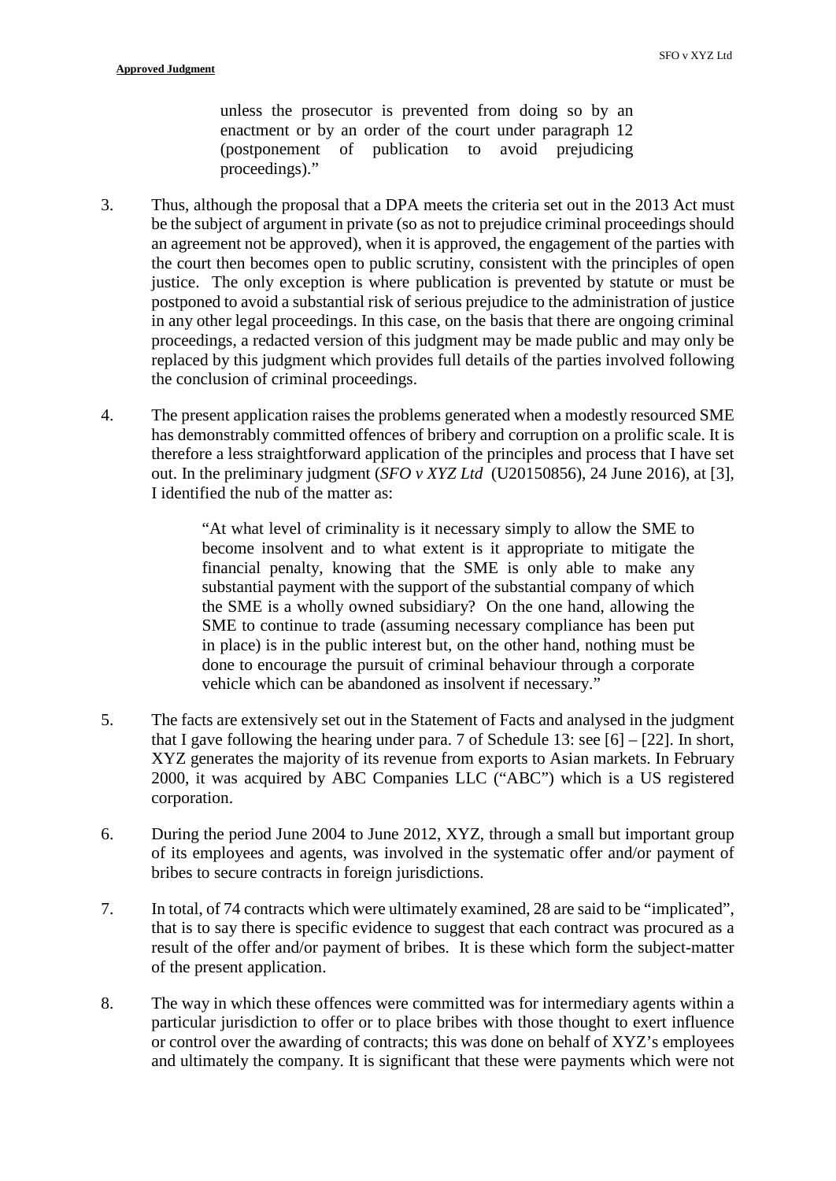> unless the prosecutor is prevented from doing so by an enactment or by an order of the court under paragraph 12 (postponement of publication to avoid prejudicing proceedings)."

3. Thus, although the proposal that a DPA meets the criteria set out in the 2013 Act must be the subject of argument in private (so as not to prejudice criminal proceedings should an agreement not be approved), when it is approved, the engagement of the parties with the court then becomes open to public scrutiny, consistent with the principles of open justice. The only exception is where publication is prevented by statute or must be postponed to avoid a substantial risk of serious prejudice to the administration of justice in any other legal proceedings. In this case, on the basis that there are ongoing criminal proceedings, a redacted version of this judgment may be made public and may only be replaced by this judgment which provides full details of the parties involved following the conclusion of criminal proceedings.

4. The present application raises the problems generated when a modestly resourced SME has demonstrably committed offences of bribery and corruption on a prolific scale. It is therefore a less straightforward application of the principles and process that I have set out. In the preliminary judgment (*SFO v XYZ Ltd* (U20150856), 24 June 2016), at [3], I identified the nub of the matter as:

   > "At what level of criminality is it necessary simply to allow the SME to become insolvent and to what extent is it appropriate to mitigate the financial penalty, knowing that the SME is only able to make any substantial payment with the support of the substantial company of which the SME is a wholly owned subsidiary? On the one hand, allowing the SME to continue to trade (assuming necessary compliance has been put in place) is in the public interest but, on the other hand, nothing must be done to encourage the pursuit of criminal behaviour through a corporate vehicle which can be abandoned as insolvent if necessary."

5. The facts are extensively set out in the Statement of Facts and analysed in the judgment that I gave following the hearing under para. 7 of Schedule 13: see [6] – [22]. In short, XYZ generates the majority of its revenue from exports to Asian markets. In February 2000, it was acquired by ABC Companies LLC ("ABC") which is a US registered corporation.

6. During the period June 2004 to June 2012, XYZ, through a small but important group of its employees and agents, was involved in the systematic offer and/or payment of bribes to secure contracts in foreign jurisdictions.

7. In total, of 74 contracts which were ultimately examined, 28 are said to be "implicated", that is to say there is specific evidence to suggest that each contract was procured as a result of the offer and/or payment of bribes. It is these which form the subject-matter of the present application.

8. The way in which these offences were committed was for intermediary agents within a particular jurisdiction to offer or to place bribes with those thought to exert influence or control over the awarding of contracts; this was done on behalf of XYZ's employees and ultimately the company. It is significant that these were payments which were not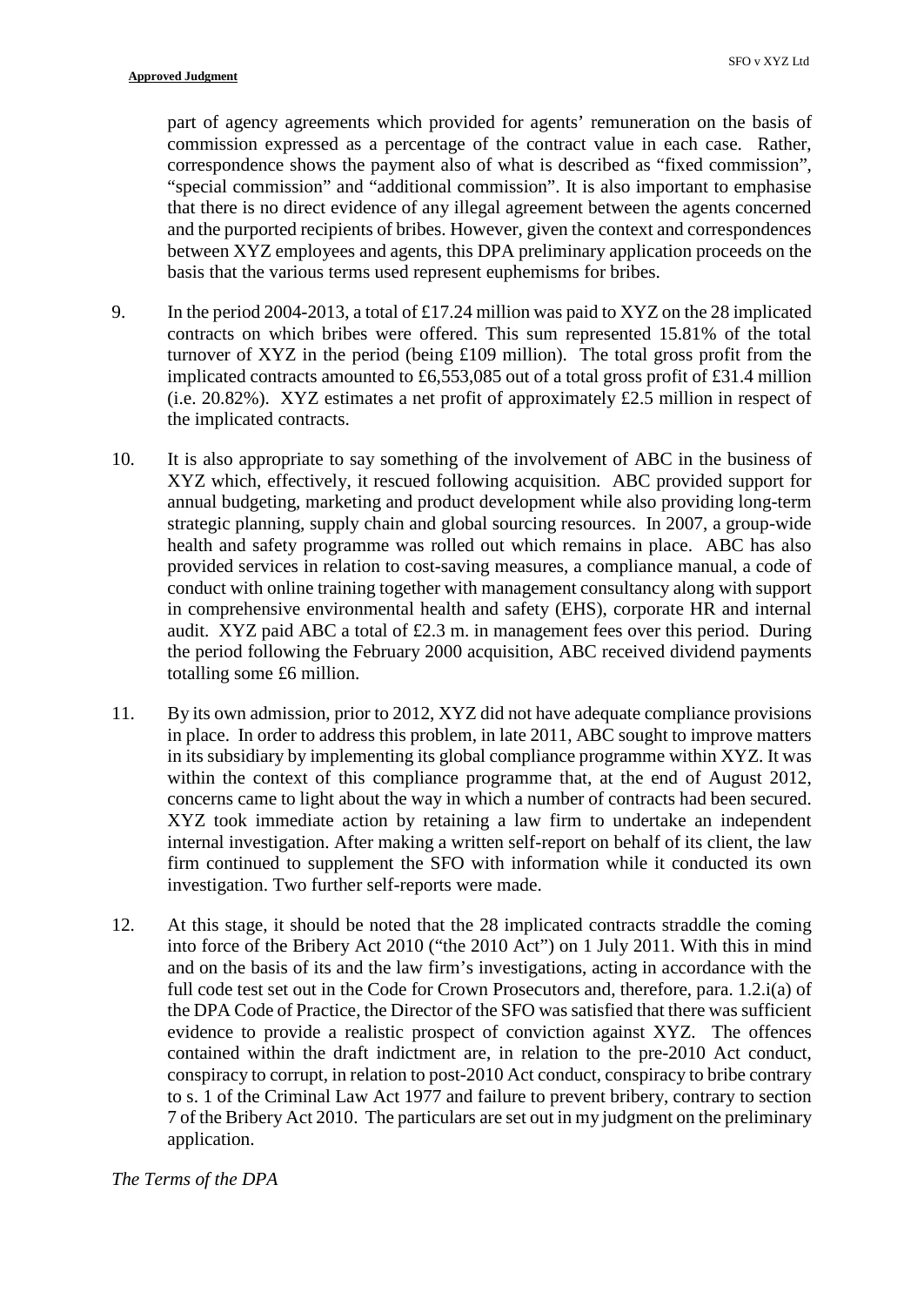part of agency agreements which provided for agents' remuneration on the basis of commission expressed as a percentage of the contract value in each case. Rather, correspondence shows the payment also of what is described as "fixed commission", "special commission" and "additional commission". It is also important to emphasise that there is no direct evidence of any illegal agreement between the agents concerned and the purported recipients of bribes. However, given the context and correspondences between XYZ employees and agents, this DPA preliminary application proceeds on the basis that the various terms used represent euphemisms for bribes.

9. In the period 2004-2013, a total of £17.24 million was paid to XYZ on the 28 implicated contracts on which bribes were offered. This sum represented 15.81% of the total turnover of XYZ in the period (being £109 million). The total gross profit from the implicated contracts amounted to £6,553,085 out of a total gross profit of £31.4 million (i.e. 20.82%). XYZ estimates a net profit of approximately £2.5 million in respect of the implicated contracts.

10. It is also appropriate to say something of the involvement of ABC in the business of XYZ which, effectively, it rescued following acquisition. ABC provided support for annual budgeting, marketing and product development while also providing long-term strategic planning, supply chain and global sourcing resources. In 2007, a group-wide health and safety programme was rolled out which remains in place. ABC has also provided services in relation to cost-saving measures, a compliance manual, a code of conduct with online training together with management consultancy along with support in comprehensive environmental health and safety (EHS), corporate HR and internal audit. XYZ paid ABC a total of £2.3 m. in management fees over this period. During the period following the February 2000 acquisition, ABC received dividend payments totalling some £6 million.

11. By its own admission, prior to 2012, XYZ did not have adequate compliance provisions in place. In order to address this problem, in late 2011, ABC sought to improve matters in its subsidiary by implementing its global compliance programme within XYZ. It was within the context of this compliance programme that, at the end of August 2012, concerns came to light about the way in which a number of contracts had been secured. XYZ took immediate action by retaining a law firm to undertake an independent internal investigation. After making a written self-report on behalf of its client, the law firm continued to supplement the SFO with information while it conducted its own investigation. Two further self-reports were made.

12. At this stage, it should be noted that the 28 implicated contracts straddle the coming into force of the Bribery Act 2010 ("the 2010 Act") on 1 July 2011. With this in mind and on the basis of its and the law firm's investigations, acting in accordance with the full code test set out in the Code for Crown Prosecutors and, therefore, para. 1.2.i(a) of the DPA Code of Practice, the Director of the SFO was satisfied that there was sufficient evidence to provide a realistic prospect of conviction against XYZ. The offences contained within the draft indictment are, in relation to the pre-2010 Act conduct, conspiracy to corrupt, in relation to post-2010 Act conduct, conspiracy to bribe contrary to s. 1 of the Criminal Law Act 1977 and failure to prevent bribery, contrary to section 7 of the Bribery Act 2010. The particulars are set out in my judgment on the preliminary application.

*The Terms of the DPA*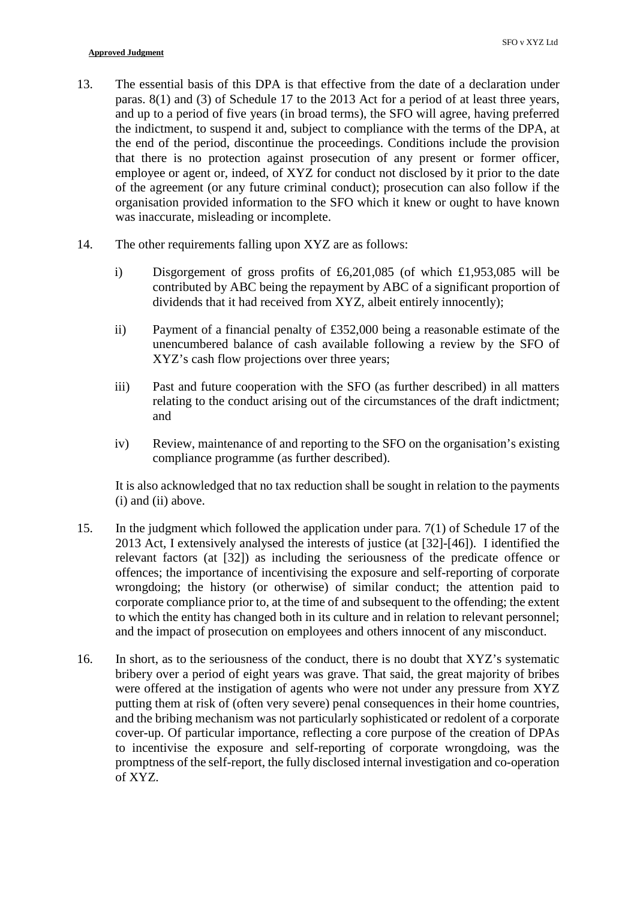13. The essential basis of this DPA is that effective from the date of a declaration under paras. 8(1) and (3) of Schedule 17 to the 2013 Act for a period of at least three years, and up to a period of five years (in broad terms), the SFO will agree, having preferred the indictment, to suspend it and, subject to compliance with the terms of the DPA, at the end of the period, discontinue the proceedings. Conditions include the provision that there is no protection against prosecution of any present or former officer, employee or agent or, indeed, of XYZ for conduct not disclosed by it prior to the date of the agreement (or any future criminal conduct); prosecution can also follow if the organisation provided information to the SFO which it knew or ought to have known was inaccurate, misleading or incomplete.

14. The other requirements falling upon XYZ are as follows:

    i) Disgorgement of gross profits of £6,201,085 (of which £1,953,085 will be contributed by ABC being the repayment by ABC of a significant proportion of dividends that it had received from XYZ, albeit entirely innocently);

    ii) Payment of a financial penalty of £352,000 being a reasonable estimate of the unencumbered balance of cash available following a review by the SFO of XYZ's cash flow projections over three years;

    iii) Past and future cooperation with the SFO (as further described) in all matters relating to the conduct arising out of the circumstances of the draft indictment; and

    iv) Review, maintenance of and reporting to the SFO on the organisation's existing compliance programme (as further described).

    It is also acknowledged that no tax reduction shall be sought in relation to the payments (i) and (ii) above.

15. In the judgment which followed the application under para. 7(1) of Schedule 17 of the 2013 Act, I extensively analysed the interests of justice (at [32]-[46]). I identified the relevant factors (at [32]) as including the seriousness of the predicate offence or offences; the importance of incentivising the exposure and self-reporting of corporate wrongdoing; the history (or otherwise) of similar conduct; the attention paid to corporate compliance prior to, at the time of and subsequent to the offending; the extent to which the entity has changed both in its culture and in relation to relevant personnel; and the impact of prosecution on employees and others innocent of any misconduct.

16. In short, as to the seriousness of the conduct, there is no doubt that XYZ's systematic bribery over a period of eight years was grave. That said, the great majority of bribes were offered at the instigation of agents who were not under any pressure from XYZ putting them at risk of (often very severe) penal consequences in their home countries, and the bribing mechanism was not particularly sophisticated or redolent of a corporate cover-up. Of particular importance, reflecting a core purpose of the creation of DPAs to incentivise the exposure and self-reporting of corporate wrongdoing, was the promptness of the self-report, the fully disclosed internal investigation and co-operation of XYZ.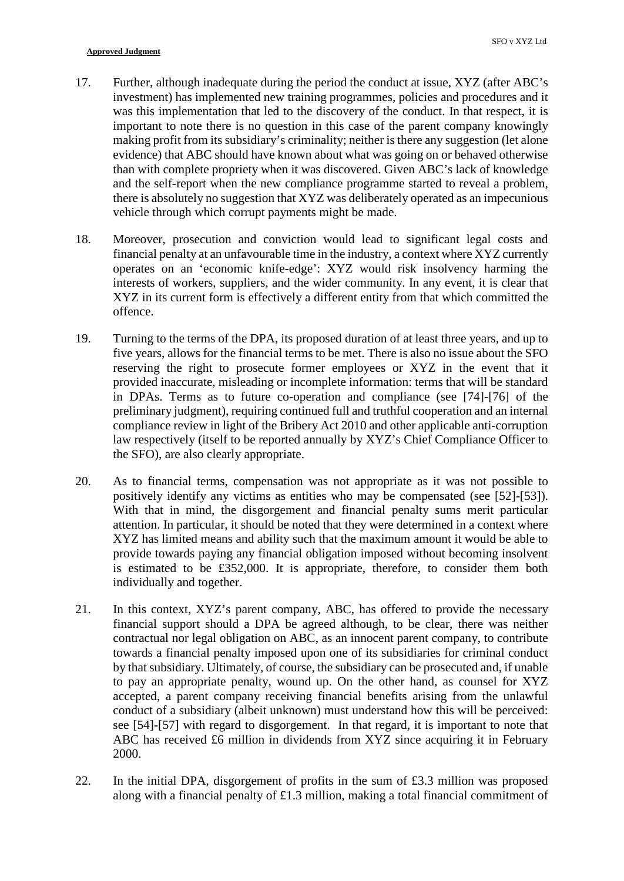17. Further, although inadequate during the period the conduct at issue, XYZ (after ABC's investment) has implemented new training programmes, policies and procedures and it was this implementation that led to the discovery of the conduct. In that respect, it is important to note there is no question in this case of the parent company knowingly making profit from its subsidiary's criminality; neither is there any suggestion (let alone evidence) that ABC should have known about what was going on or behaved otherwise than with complete propriety when it was discovered. Given ABC's lack of knowledge and the self-report when the new compliance programme started to reveal a problem, there is absolutely no suggestion that XYZ was deliberately operated as an impecunious vehicle through which corrupt payments might be made.

18. Moreover, prosecution and conviction would lead to significant legal costs and financial penalty at an unfavourable time in the industry, a context where XYZ currently operates on an 'economic knife-edge': XYZ would risk insolvency harming the interests of workers, suppliers, and the wider community. In any event, it is clear that XYZ in its current form is effectively a different entity from that which committed the offence.

19. Turning to the terms of the DPA, its proposed duration of at least three years, and up to five years, allows for the financial terms to be met. There is also no issue about the SFO reserving the right to prosecute former employees or XYZ in the event that it provided inaccurate, misleading or incomplete information: terms that will be standard in DPAs. Terms as to future co-operation and compliance (see [74]-[76] of the preliminary judgment), requiring continued full and truthful cooperation and an internal compliance review in light of the Bribery Act 2010 and other applicable anti-corruption law respectively (itself to be reported annually by XYZ's Chief Compliance Officer to the SFO), are also clearly appropriate.

20. As to financial terms, compensation was not appropriate as it was not possible to positively identify any victims as entities who may be compensated (see [52]-[53]). With that in mind, the disgorgement and financial penalty sums merit particular attention. In particular, it should be noted that they were determined in a context where XYZ has limited means and ability such that the maximum amount it would be able to provide towards paying any financial obligation imposed without becoming insolvent is estimated to be £352,000. It is appropriate, therefore, to consider them both individually and together.

21. In this context, XYZ's parent company, ABC, has offered to provide the necessary financial support should a DPA be agreed although, to be clear, there was neither contractual nor legal obligation on ABC, as an innocent parent company, to contribute towards a financial penalty imposed upon one of its subsidiaries for criminal conduct by that subsidiary. Ultimately, of course, the subsidiary can be prosecuted and, if unable to pay an appropriate penalty, wound up. On the other hand, as counsel for XYZ accepted, a parent company receiving financial benefits arising from the unlawful conduct of a subsidiary (albeit unknown) must understand how this will be perceived: see [54]-[57] with regard to disgorgement. In that regard, it is important to note that ABC has received £6 million in dividends from XYZ since acquiring it in February 2000.

22. In the initial DPA, disgorgement of profits in the sum of £3.3 million was proposed along with a financial penalty of £1.3 million, making a total financial commitment of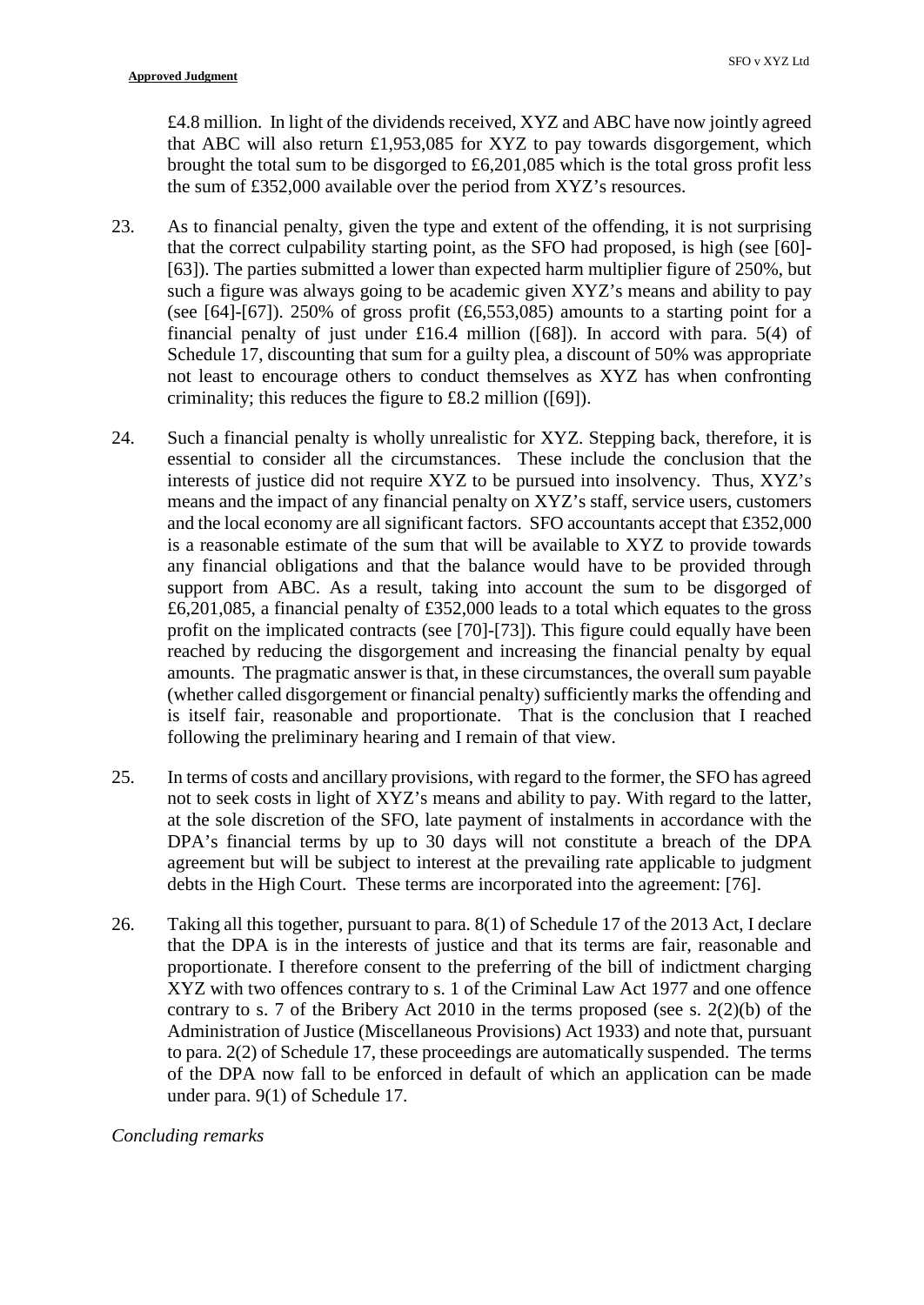£4.8 million. In light of the dividends received, XYZ and ABC have now jointly agreed that ABC will also return £1,953,085 for XYZ to pay towards disgorgement, which brought the total sum to be disgorged to £6,201,085 which is the total gross profit less the sum of £352,000 available over the period from XYZ's resources.

23. As to financial penalty, given the type and extent of the offending, it is not surprising that the correct culpability starting point, as the SFO had proposed, is high (see [60]-[63]). The parties submitted a lower than expected harm multiplier figure of 250%, but such a figure was always going to be academic given XYZ's means and ability to pay (see [64]-[67]). 250% of gross profit (£6,553,085) amounts to a starting point for a financial penalty of just under £16.4 million ([68]). In accord with para. 5(4) of Schedule 17, discounting that sum for a guilty plea, a discount of 50% was appropriate not least to encourage others to conduct themselves as XYZ has when confronting criminality; this reduces the figure to £8.2 million ([69]).

24. Such a financial penalty is wholly unrealistic for XYZ. Stepping back, therefore, it is essential to consider all the circumstances. These include the conclusion that the interests of justice did not require XYZ to be pursued into insolvency. Thus, XYZ's means and the impact of any financial penalty on XYZ's staff, service users, customers and the local economy are all significant factors. SFO accountants accept that £352,000 is a reasonable estimate of the sum that will be available to XYZ to provide towards any financial obligations and that the balance would have to be provided through support from ABC. As a result, taking into account the sum to be disgorged of £6,201,085, a financial penalty of £352,000 leads to a total which equates to the gross profit on the implicated contracts (see [70]-[73]). This figure could equally have been reached by reducing the disgorgement and increasing the financial penalty by equal amounts. The pragmatic answer is that, in these circumstances, the overall sum payable (whether called disgorgement or financial penalty) sufficiently marks the offending and is itself fair, reasonable and proportionate. That is the conclusion that I reached following the preliminary hearing and I remain of that view.

25. In terms of costs and ancillary provisions, with regard to the former, the SFO has agreed not to seek costs in light of XYZ's means and ability to pay. With regard to the latter, at the sole discretion of the SFO, late payment of instalments in accordance with the DPA's financial terms by up to 30 days will not constitute a breach of the DPA agreement but will be subject to interest at the prevailing rate applicable to judgment debts in the High Court. These terms are incorporated into the agreement: [76].

26. Taking all this together, pursuant to para. 8(1) of Schedule 17 of the 2013 Act, I declare that the DPA is in the interests of justice and that its terms are fair, reasonable and proportionate. I therefore consent to the preferring of the bill of indictment charging XYZ with two offences contrary to s. 1 of the Criminal Law Act 1977 and one offence contrary to s. 7 of the Bribery Act 2010 in the terms proposed (see s. 2(2)(b) of the Administration of Justice (Miscellaneous Provisions) Act 1933) and note that, pursuant to para. 2(2) of Schedule 17, these proceedings are automatically suspended. The terms of the DPA now fall to be enforced in default of which an application can be made under para. 9(1) of Schedule 17.

*Concluding remarks*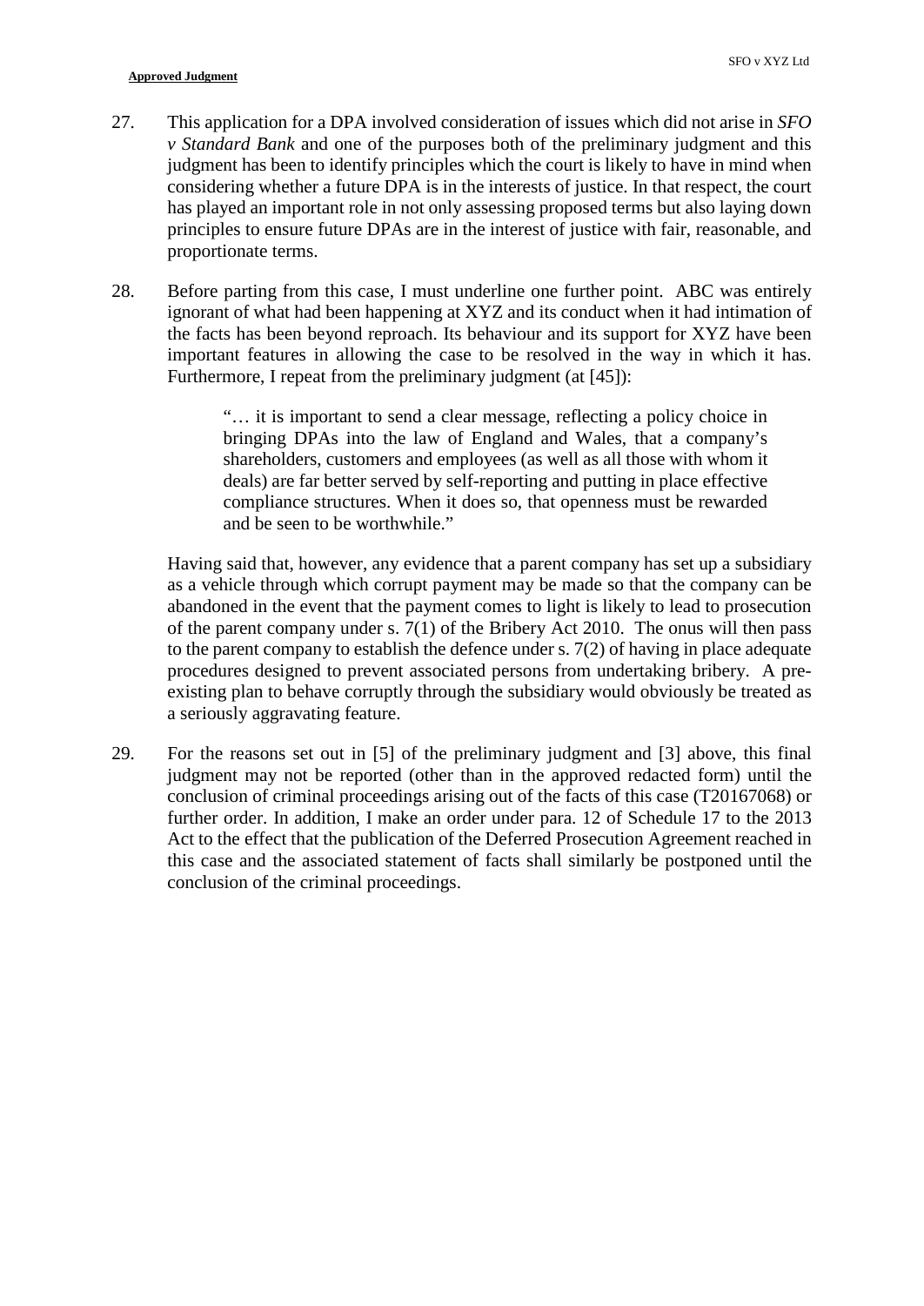27. This application for a DPA involved consideration of issues which did not arise in *SFO v Standard Bank* and one of the purposes both of the preliminary judgment and this judgment has been to identify principles which the court is likely to have in mind when considering whether a future DPA is in the interests of justice. In that respect, the court has played an important role in not only assessing proposed terms but also laying down principles to ensure future DPAs are in the interest of justice with fair, reasonable, and proportionate terms.

28. Before parting from this case, I must underline one further point. ABC was entirely ignorant of what had been happening at XYZ and its conduct when it had intimation of the facts has been beyond reproach. Its behaviour and its support for XYZ have been important features in allowing the case to be resolved in the way in which it has. Furthermore, I repeat from the preliminary judgment (at [45]):

> "… it is important to send a clear message, reflecting a policy choice in bringing DPAs into the law of England and Wales, that a company's shareholders, customers and employees (as well as all those with whom it deals) are far better served by self-reporting and putting in place effective compliance structures. When it does so, that openness must be rewarded and be seen to be worthwhile."

Having said that, however, any evidence that a parent company has set up a subsidiary as a vehicle through which corrupt payment may be made so that the company can be abandoned in the event that the payment comes to light is likely to lead to prosecution of the parent company under s. 7(1) of the Bribery Act 2010. The onus will then pass to the parent company to establish the defence under s. 7(2) of having in place adequate procedures designed to prevent associated persons from undertaking bribery. A pre-existing plan to behave corruptly through the subsidiary would obviously be treated as a seriously aggravating feature.

29. For the reasons set out in [5] of the preliminary judgment and [3] above, this final judgment may not be reported (other than in the approved redacted form) until the conclusion of criminal proceedings arising out of the facts of this case (T20167068) or further order. In addition, I make an order under para. 12 of Schedule 17 to the 2013 Act to the effect that the publication of the Deferred Prosecution Agreement reached in this case and the associated statement of facts shall similarly be postponed until the conclusion of the criminal proceedings.